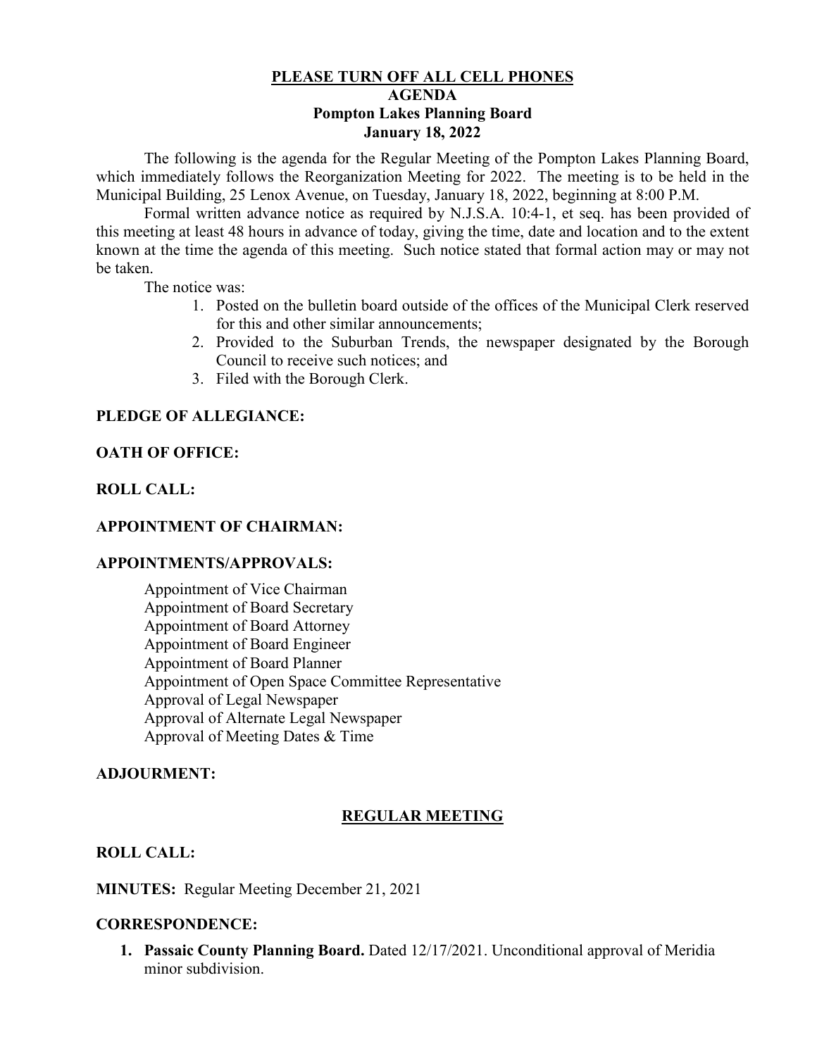**PLEASE TURN OFF ALL CELL PHONES**
**AGENDA**
**Pompton Lakes Planning Board**
**January 18, 2022**

The following is the agenda for the Regular Meeting of the Pompton Lakes Planning Board, which immediately follows the Reorganization Meeting for 2022. The meeting is to be held in the Municipal Building, 25 Lenox Avenue, on Tuesday, January 18, 2022, beginning at 8:00 P.M.

Formal written advance notice as required by N.J.S.A. 10:4-1, et seq. has been provided of this meeting at least 48 hours in advance of today, giving the time, date and location and to the extent known at the time the agenda of this meeting. Such notice stated that formal action may or may not be taken.

The notice was:

1. Posted on the bulletin board outside of the offices of the Municipal Clerk reserved for this and other similar announcements;
2. Provided to the Suburban Trends, the newspaper designated by the Borough Council to receive such notices; and
3. Filed with the Borough Clerk.

**PLEDGE OF ALLEGIANCE:**

**OATH OF OFFICE:**

**ROLL CALL:**

**APPOINTMENT OF CHAIRMAN:**

**APPOINTMENTS/APPROVALS:**

Appointment of Vice Chairman
Appointment of Board Secretary
Appointment of Board Attorney
Appointment of Board Engineer
Appointment of Board Planner
Appointment of Open Space Committee Representative
Approval of Legal Newspaper
Approval of Alternate Legal Newspaper
Approval of Meeting Dates & Time

**ADJOURMENT:**

## REGULAR MEETING

**ROLL CALL:**

**MINUTES:** Regular Meeting December 21, 2021

**CORRESPONDENCE:**

1. **Passaic County Planning Board.** Dated 12/17/2021. Unconditional approval of Meridia minor subdivision.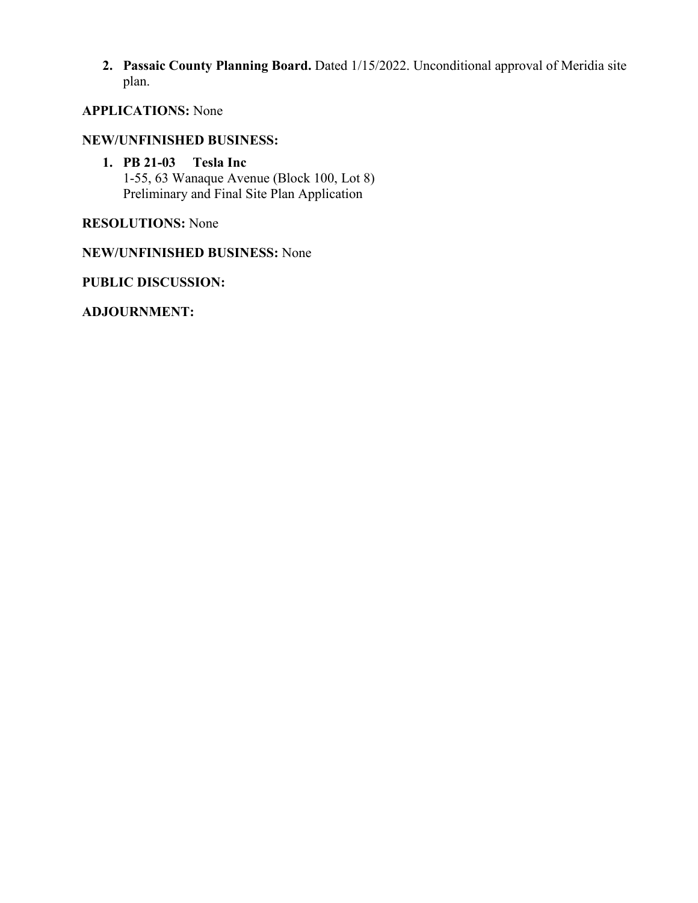2. **Passaic County Planning Board.** Dated 1/15/2022. Unconditional approval of Meridia site plan.

**APPLICATIONS:** None

**NEW/UNFINISHED BUSINESS:**

1. **PB 21-03 Tesla Inc**
   1-55, 63 Wanaque Avenue (Block 100, Lot 8)
   Preliminary and Final Site Plan Application

**RESOLUTIONS:** None

**NEW/UNFINISHED BUSINESS:** None

**PUBLIC DISCUSSION:**

**ADJOURNMENT:**